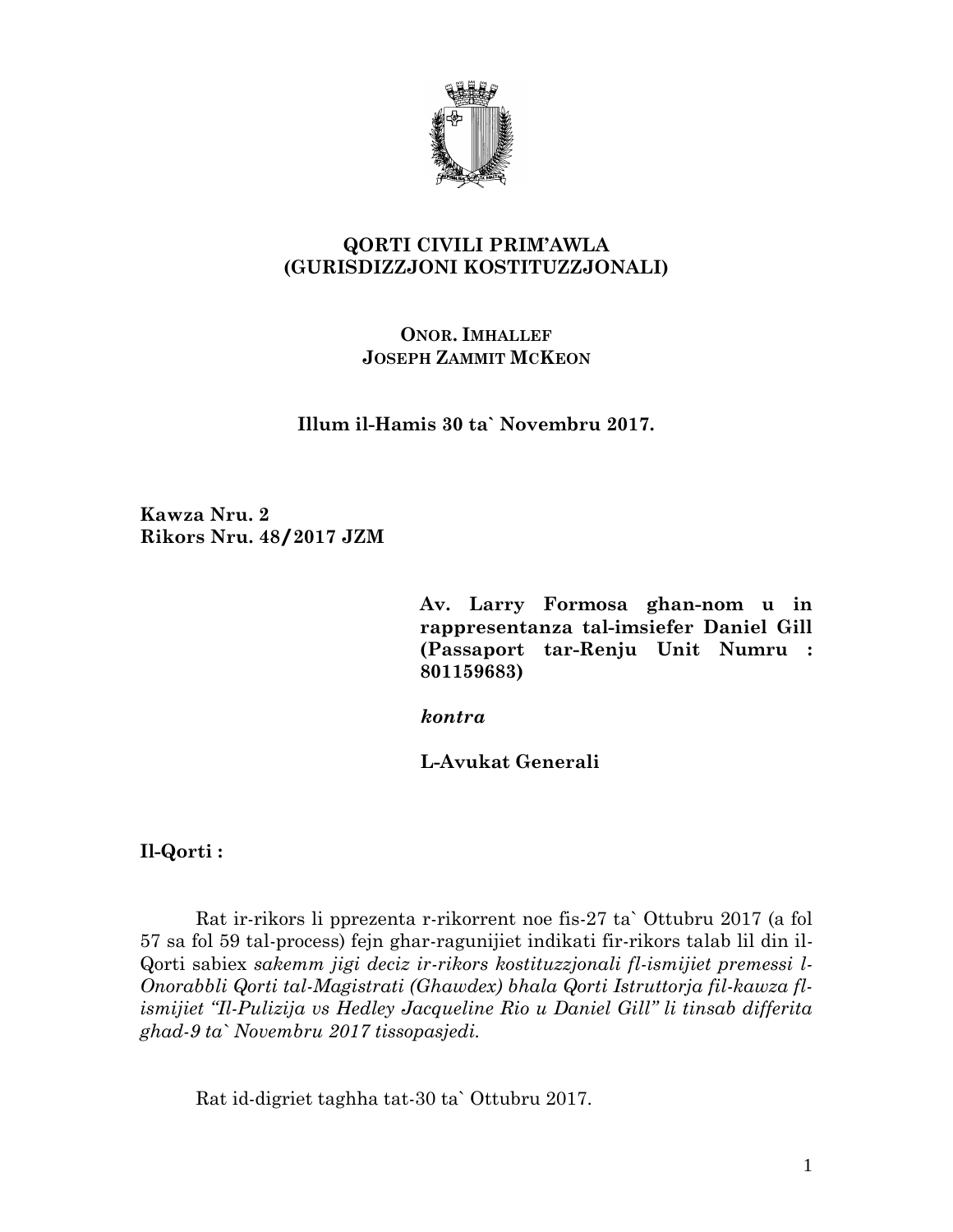**QORTI CIVILI PRIM'AWLA**
**(GURISDIZZJONI KOSTITUZZJONALI)**

**ONOR. IMHALLEF**
**JOSEPH ZAMMIT MCKEON**

**Illum il-Hamis 30 ta` Novembru 2017.**

**Kawza Nru. 2**
**Rikors Nru. 48/2017 JZM**

**Av. Larry Formosa ghan-nom u in rappresentanza tal-imsiefer Daniel Gill (Passaport tar-Renju Unit Numru : 801159683)**

***kontra***

**L-Avukat Generali**

**Il-Qorti :**

Rat ir-rikors li pprezenta r-rikorrent noe fis-27 ta` Ottubru 2017 (a fol 57 sa fol 59 tal-process) fejn ghar-ragunijiet indikati fir-rikors talab lil din il-Qorti sabiex *sakemm jigi deciz ir-rikors kostituzzjonali fl-ismijiet premessi l-Onorabbli Qorti tal-Magistrati (Ghawdex) bhala Qorti Istruttorja fil-kawza fl-ismijiet "Il-Pulizija vs Hedley Jacqueline Rio u Daniel Gill" li tinsab differita ghad-9 ta` Novembru 2017 tissopasjedi.*

Rat id-digriet taghha tat-30 ta` Ottubru 2017.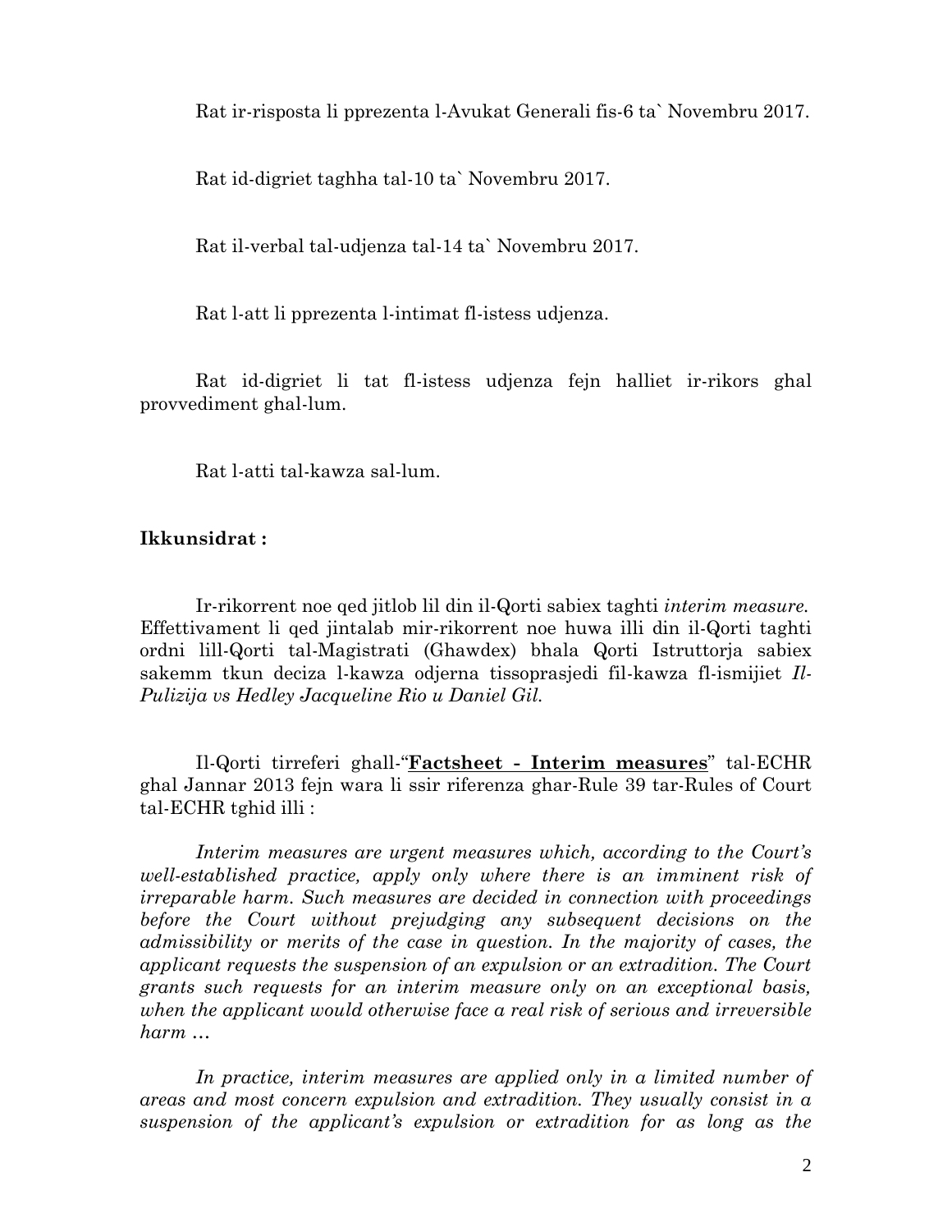Rat ir-risposta li pprezenta l-Avukat Generali fis-6 ta` Novembru 2017.

Rat id-digriet taghha tal-10 ta` Novembru 2017.

Rat il-verbal tal-udjenza tal-14 ta` Novembru 2017.

Rat l-att li pprezenta l-intimat fl-istess udjenza.

Rat id-digriet li tat fl-istess udjenza fejn halliet ir-rikors ghal provvediment ghal-lum.

Rat l-atti tal-kawza sal-lum.

**Ikkunsidrat :**

Ir-rikorrent noe qed jitlob lil din il-Qorti sabiex taghti *interim measure.* Effettivament li qed jintalab mir-rikorrent noe huwa illi din il-Qorti taghti ordni lill-Qorti tal-Magistrati (Ghawdex) bhala Qorti Istruttorja sabiex sakemm tkun deciza l-kawza odjerna tissoprasjedi fil-kawza fl-ismijiet *Il-Pulizija vs Hedley Jacqueline Rio u Daniel Gil.*

Il-Qorti tirreferi ghall-"**<u>Factsheet - Interim measures</u>**" tal-ECHR ghal Jannar 2013 fejn wara li ssir riferenza ghar-Rule 39 tar-Rules of Court tal-ECHR tghid illi :

*Interim measures are urgent measures which, according to the Court's well-established practice, apply only where there is an imminent risk of irreparable harm. Such measures are decided in connection with proceedings before the Court without prejudging any subsequent decisions on the admissibility or merits of the case in question. In the majority of cases, the applicant requests the suspension of an expulsion or an extradition. The Court grants such requests for an interim measure only on an exceptional basis, when the applicant would otherwise face a real risk of serious and irreversible harm …*

*In practice, interim measures are applied only in a limited number of areas and most concern expulsion and extradition. They usually consist in a suspension of the applicant's expulsion or extradition for as long as the*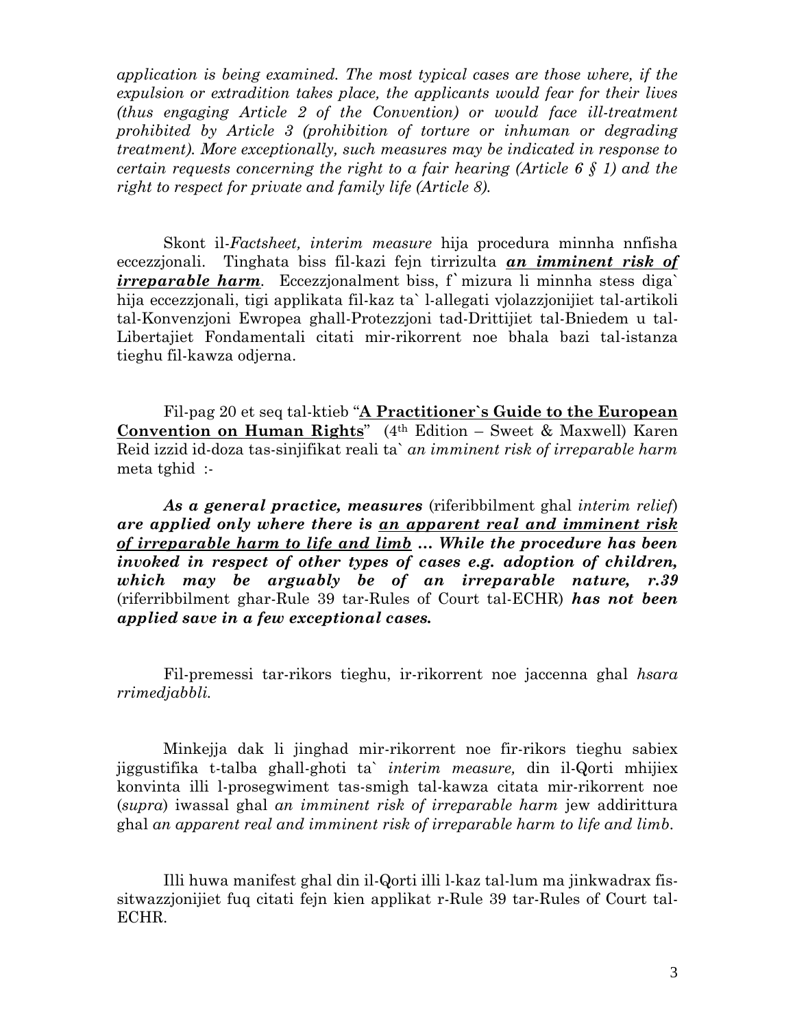*application is being examined. The most typical cases are those where, if the expulsion or extradition takes place, the applicants would fear for their lives (thus engaging Article 2 of the Convention) or would face ill-treatment prohibited by Article 3 (prohibition of torture or inhuman or degrading treatment). More exceptionally, such measures may be indicated in response to certain requests concerning the right to a fair hearing (Article 6 § 1) and the right to respect for private and family life (Article 8).*

Skont il-*Factsheet, interim measure* hija procedura minnha nnfisha eccezzjonali. Tinghata biss fil-kazi fejn tirrizulta ***an imminent risk of irreparable harm***. Eccezzjonalment biss, f`mizura li minnha stess diga` hija eccezzjonali, tigi applikata fil-kaz ta` l-allegati vjolazzjonijiet tal-artikoli tal-Konvenzjoni Ewropea ghall-Protezzjoni tad-Drittijiet tal-Bniedem u tal-Libertajiet Fondamentali citati mir-rikorrent noe bhala bazi tal-istanza tieghu fil-kawza odjerna.

Fil-pag 20 et seq tal-ktieb "**A Practitioner`s Guide to the European Convention on Human Rights**" (4[th] Edition – Sweet & Maxwell) Karen Reid izzid id-doza tas-sinjifikat reali ta` *an imminent risk of irreparable harm* meta tghid :-

***As a general practice, measures*** (riferibbilment ghal *interim relief*) ***are applied only where there is an apparent real and imminent risk of irreparable harm to life and limb … While the procedure has been invoked in respect of other types of cases e.g. adoption of children, which may be arguably be of an irreparable nature, r.39*** (riferribbilment ghar-Rule 39 tar-Rules of Court tal-ECHR) ***has not been applied save in a few exceptional cases.***

Fil-premessi tar-rikors tieghu, ir-rikorrent noe jaccenna ghal *hsara rrimedjabbli.*

Minkejja dak li jinghad mir-rikorrent noe fir-rikors tieghu sabiex jiggustifika t-talba ghall-ghoti ta` *interim measure,* din il-Qorti mhijiex konvinta illi l-prosegwiment tas-smigh tal-kawza citata mir-rikorrent noe (*supra*) iwassal ghal *an imminent risk of irreparable harm* jew addirittura ghal *an apparent real and imminent risk of irreparable harm to life and limb*.

Illi huwa manifest ghal din il-Qorti illi l-kaz tal-lum ma jinkwadrax fis-sitwazzjonijiet fuq citati fejn kien applikat r-Rule 39 tar-Rules of Court tal-ECHR.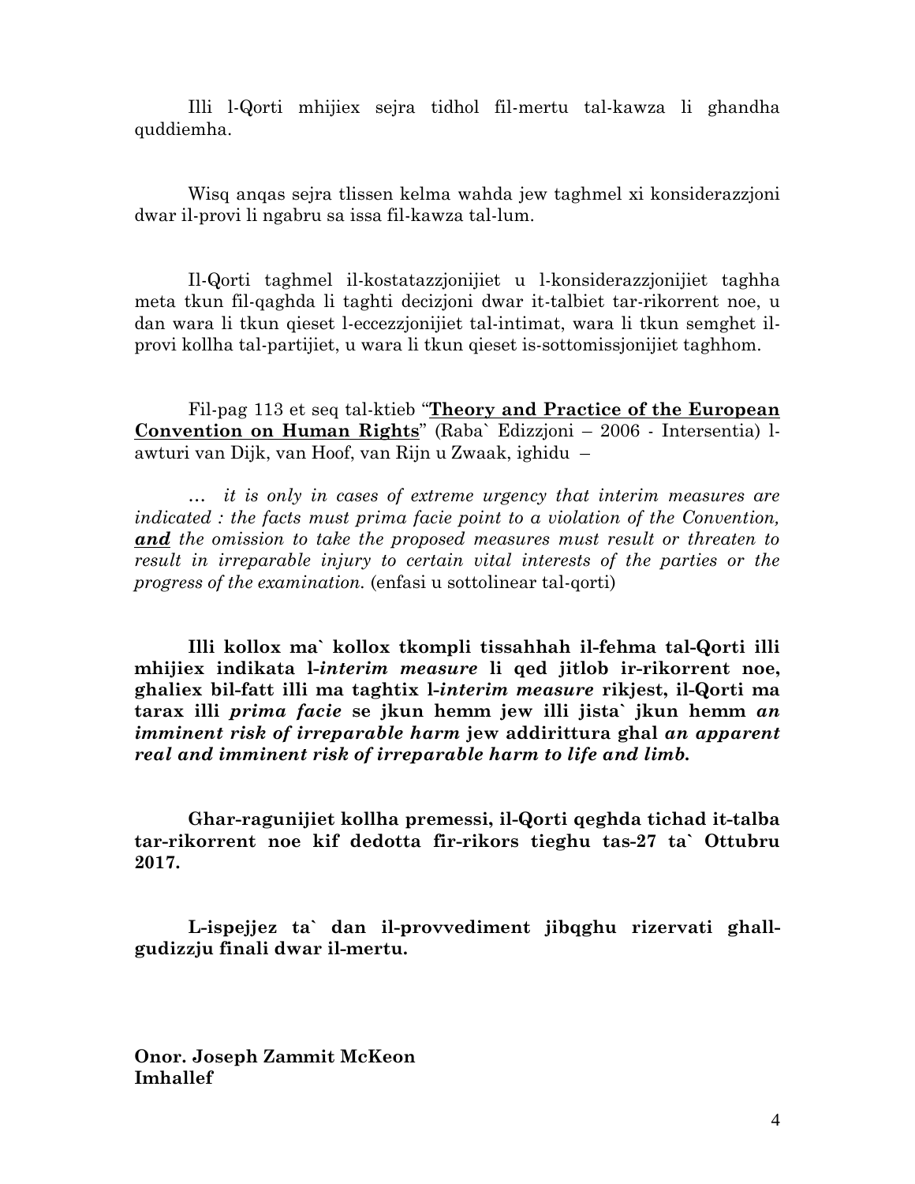Illi l-Qorti mhijiex sejra tidhol fil-mertu tal-kawza li ghandha quddiemha.

Wisq anqas sejra tlissen kelma wahda jew taghmel xi konsiderazzjoni dwar il-provi li ngabru sa issa fil-kawza tal-lum.

Il-Qorti taghmel il-kostatazzjonijiet u l-konsiderazzjonijiet taghha meta tkun fil-qaghda li taghti decizjoni dwar it-talbiet tar-rikorrent noe, u dan wara li tkun qieset l-eccezzjonijiet tal-intimat, wara li tkun semghet il-provi kollha tal-partijiet, u wara li tkun qieset is-sottomissjonijiet taghhom.

Fil-pag 113 et seq tal-ktieb "**<u>Theory and Practice of the European Convention on Human Rights</u>**" (Raba` Edizzjoni – 2006 - Intersentia) l-awturi van Dijk, van Hoof, van Rijn u Zwaak, ighidu –

*… it is only in cases of extreme urgency that interim measures are indicated : the facts must prima facie point to a violation of the Convention,* ***<u>and</u>*** *the omission to take the proposed measures must result or threaten to result in irreparable injury to certain vital interests of the parties or the progress of the examination.* (enfasi u sottolinear tal-qorti)

**Illi kollox ma` kollox tkompli tissahhah il-fehma tal-Qorti illi mhijiex indikata l-*interim measure* li qed jitlob ir-rikorrent noe, ghaliex bil-fatt illi ma taghtix l-*interim measure* rikjest, il-Qorti ma tarax illi *prima facie* se jkun hemm jew illi jista` jkun hemm *an imminent risk of irreparable harm* jew addirittura ghal *an apparent real and imminent risk of irreparable harm to life and limb.***

**Ghar-ragunijiet kollha premessi, il-Qorti qeghda tichad it-talba tar-rikorrent noe kif dedotta fir-rikors tieghu tas-27 ta` Ottubru 2017.**

**L-ispejjez ta` dan il-provvediment jibqghu rizervati ghall-gudizzju finali dwar il-mertu.**

**Onor. Joseph Zammit McKeon**
**Imhallef**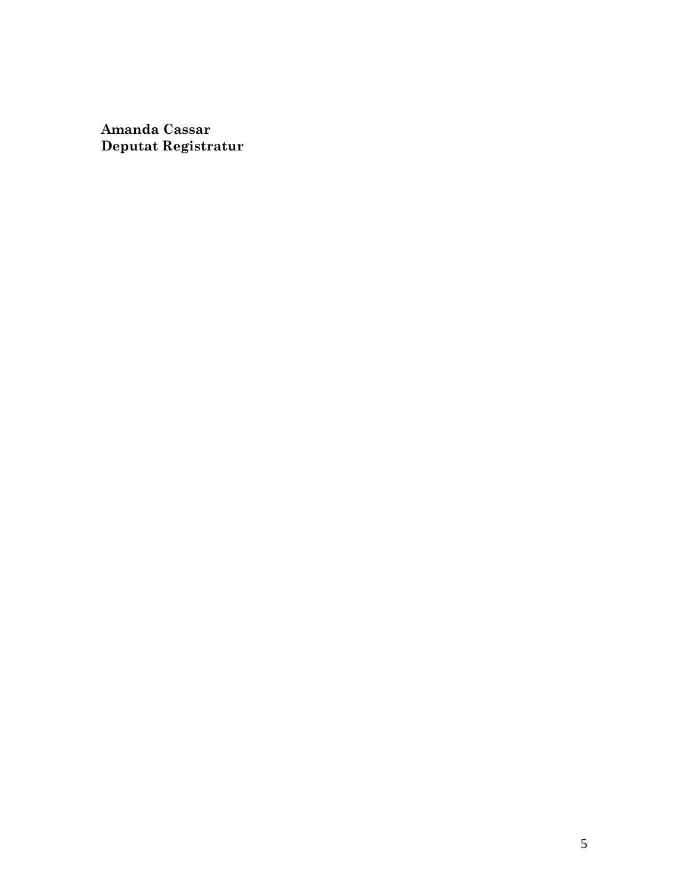**Amanda Cassar**
**Deputat Registratur**